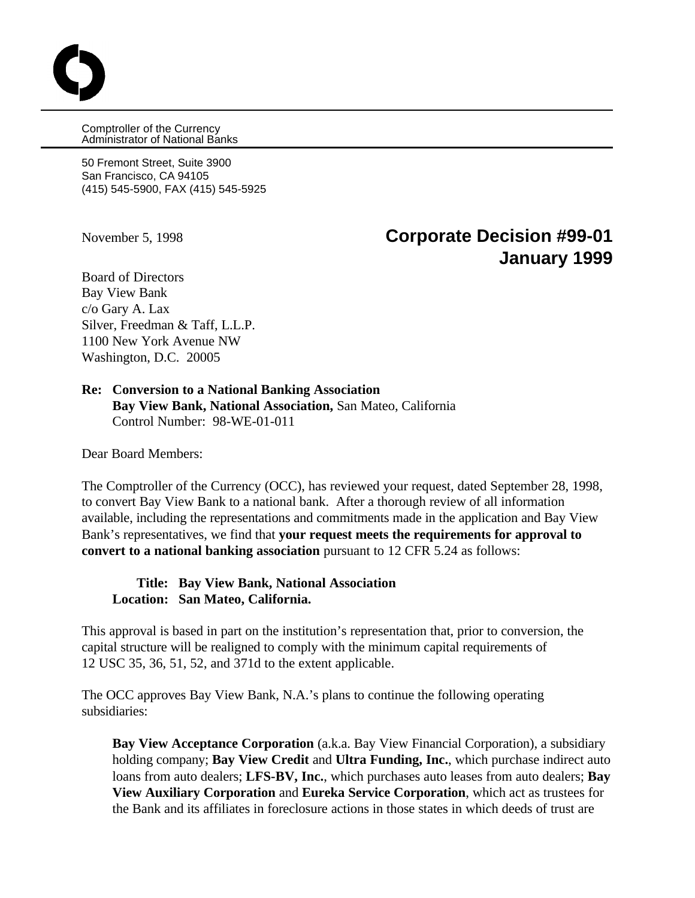Comptroller of the Currency
Administrator of National Banks

50 Fremont Street, Suite 3900
San Francisco, CA 94105
(415) 545-5900, FAX (415) 545-5925

November 5, 1998

**Corporate Decision #99-01**
**January 1999**

Board of Directors
Bay View Bank
c/o Gary A. Lax
Silver, Freedman & Taff, L.L.P.
1100 New York Avenue NW
Washington, D.C. 20005

**Re: Conversion to a National Banking Association**
**Bay View Bank, National Association,** San Mateo, California
Control Number: 98-WE-01-011

Dear Board Members:

The Comptroller of the Currency (OCC), has reviewed your request, dated September 28, 1998, to convert Bay View Bank to a national bank. After a thorough review of all information available, including the representations and commitments made in the application and Bay View Bank's representatives, we find that **your request meets the requirements for approval to convert to a national banking association** pursuant to 12 CFR 5.24 as follows:

**Title: Bay View Bank, National Association**
**Location: San Mateo, California.**

This approval is based in part on the institution's representation that, prior to conversion, the capital structure will be realigned to comply with the minimum capital requirements of 12 USC 35, 36, 51, 52, and 371d to the extent applicable.

The OCC approves Bay View Bank, N.A.'s plans to continue the following operating subsidiaries:

**Bay View Acceptance Corporation** (a.k.a. Bay View Financial Corporation), a subsidiary holding company; **Bay View Credit** and **Ultra Funding, Inc.**, which purchase indirect auto loans from auto dealers; **LFS-BV, Inc.**, which purchases auto leases from auto dealers; **Bay View Auxiliary Corporation** and **Eureka Service Corporation**, which act as trustees for the Bank and its affiliates in foreclosure actions in those states in which deeds of trust are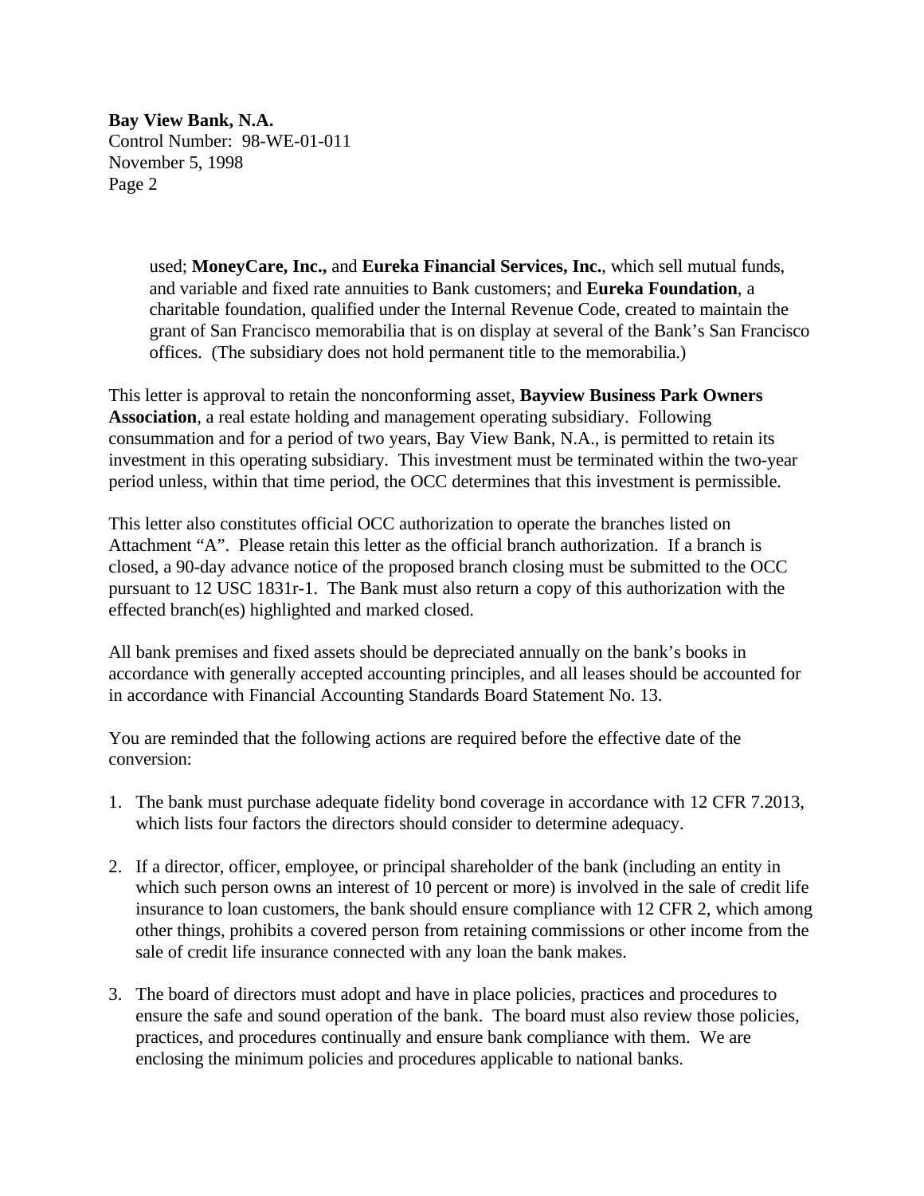used; **MoneyCare, Inc.,** and **Eureka Financial Services, Inc.**, which sell mutual funds, and variable and fixed rate annuities to Bank customers; and **Eureka Foundation**, a charitable foundation, qualified under the Internal Revenue Code, created to maintain the grant of San Francisco memorabilia that is on display at several of the Bank's San Francisco offices. (The subsidiary does not hold permanent title to the memorabilia.)

This letter is approval to retain the nonconforming asset, **Bayview Business Park Owners Association**, a real estate holding and management operating subsidiary. Following consummation and for a period of two years, Bay View Bank, N.A., is permitted to retain its investment in this operating subsidiary. This investment must be terminated within the two-year period unless, within that time period, the OCC determines that this investment is permissible.

This letter also constitutes official OCC authorization to operate the branches listed on Attachment "A". Please retain this letter as the official branch authorization. If a branch is closed, a 90-day advance notice of the proposed branch closing must be submitted to the OCC pursuant to 12 USC 1831r-1. The Bank must also return a copy of this authorization with the effected branch(es) highlighted and marked closed.

All bank premises and fixed assets should be depreciated annually on the bank's books in accordance with generally accepted accounting principles, and all leases should be accounted for in accordance with Financial Accounting Standards Board Statement No. 13.

You are reminded that the following actions are required before the effective date of the conversion:

1. The bank must purchase adequate fidelity bond coverage in accordance with 12 CFR 7.2013, which lists four factors the directors should consider to determine adequacy.

2. If a director, officer, employee, or principal shareholder of the bank (including an entity in which such person owns an interest of 10 percent or more) is involved in the sale of credit life insurance to loan customers, the bank should ensure compliance with 12 CFR 2, which among other things, prohibits a covered person from retaining commissions or other income from the sale of credit life insurance connected with any loan the bank makes.

3. The board of directors must adopt and have in place policies, practices and procedures to ensure the safe and sound operation of the bank. The board must also review those policies, practices, and procedures continually and ensure bank compliance with them. We are enclosing the minimum policies and procedures applicable to national banks.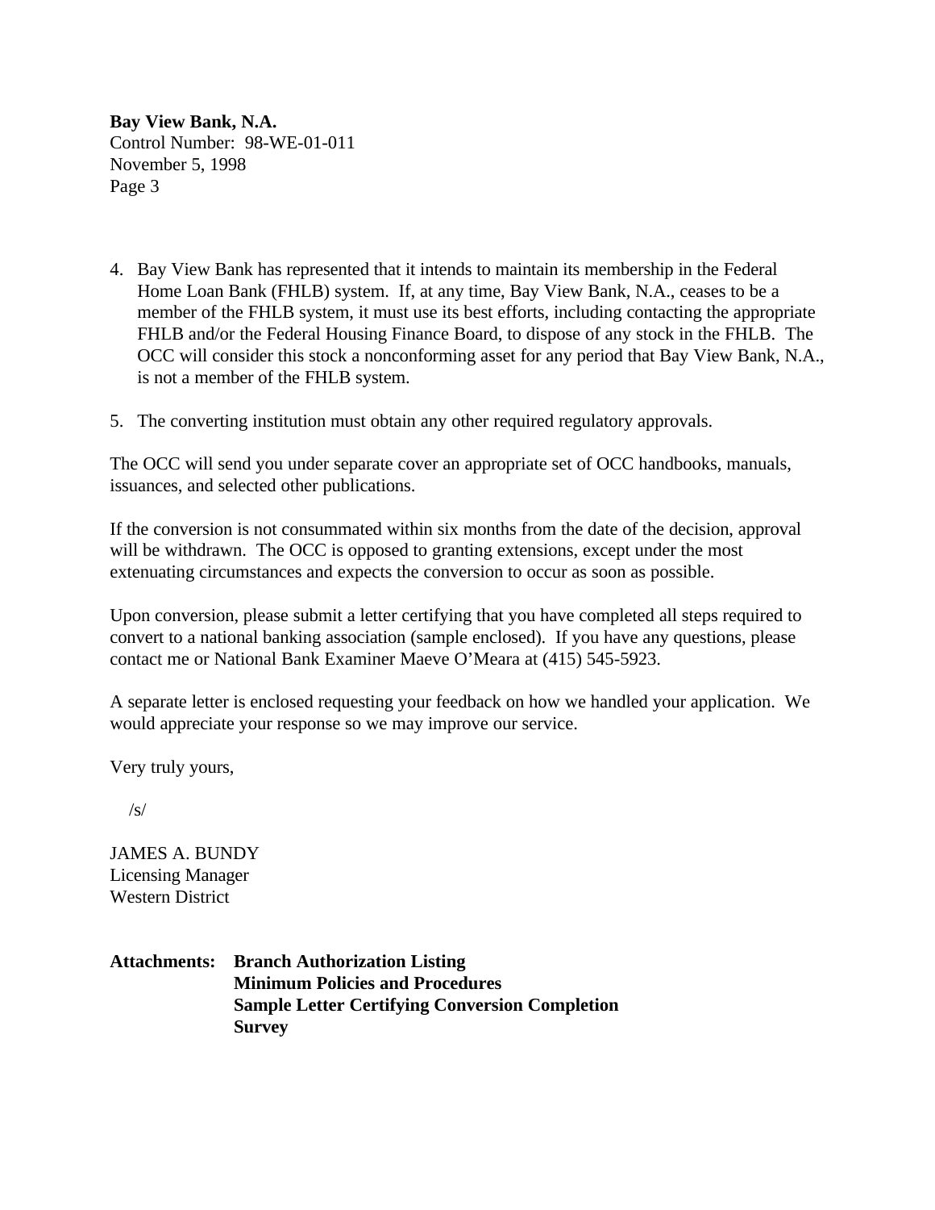4. Bay View Bank has represented that it intends to maintain its membership in the Federal Home Loan Bank (FHLB) system. If, at any time, Bay View Bank, N.A., ceases to be a member of the FHLB system, it must use its best efforts, including contacting the appropriate FHLB and/or the Federal Housing Finance Board, to dispose of any stock in the FHLB. The OCC will consider this stock a nonconforming asset for any period that Bay View Bank, N.A., is not a member of the FHLB system.

5. The converting institution must obtain any other required regulatory approvals.

The OCC will send you under separate cover an appropriate set of OCC handbooks, manuals, issuances, and selected other publications.

If the conversion is not consummated within six months from the date of the decision, approval will be withdrawn. The OCC is opposed to granting extensions, except under the most extenuating circumstances and expects the conversion to occur as soon as possible.

Upon conversion, please submit a letter certifying that you have completed all steps required to convert to a national banking association (sample enclosed). If you have any questions, please contact me or National Bank Examiner Maeve O'Meara at (415) 545-5923.

A separate letter is enclosed requesting your feedback on how we handled your application. We would appreciate your response so we may improve our service.

Very truly yours,

/s/

JAMES A. BUNDY
Licensing Manager
Western District

**Attachments:** **Branch Authorization Listing**
**Minimum Policies and Procedures**
**Sample Letter Certifying Conversion Completion**
**Survey**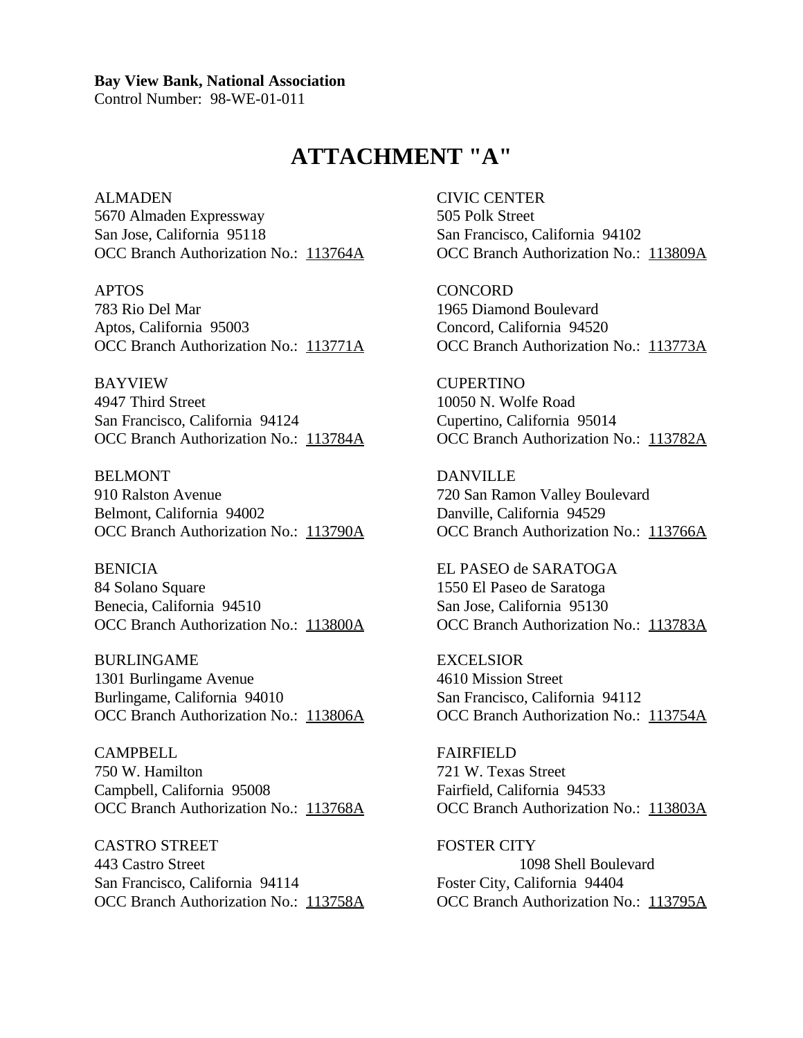**Bay View Bank, National Association**
Control Number: 98-WE-01-011

# ATTACHMENT "A"

ALMADEN
5670 Almaden Expressway
San Jose, California 95118
OCC Branch Authorization No.: 113764A

APTOS
783 Rio Del Mar
Aptos, California 95003
OCC Branch Authorization No.: 113771A

BAYVIEW
4947 Third Street
San Francisco, California 94124
OCC Branch Authorization No.: 113784A

BELMONT
910 Ralston Avenue
Belmont, California 94002
OCC Branch Authorization No.: 113790A

BENICIA
84 Solano Square
Benecia, California 94510
OCC Branch Authorization No.: 113800A

BURLINGAME
1301 Burlingame Avenue
Burlingame, California 94010
OCC Branch Authorization No.: 113806A

CAMPBELL
750 W. Hamilton
Campbell, California 95008
OCC Branch Authorization No.: 113768A

CASTRO STREET
443 Castro Street
San Francisco, California 94114
OCC Branch Authorization No.: 113758A

CIVIC CENTER
505 Polk Street
San Francisco, California 94102
OCC Branch Authorization No.: 113809A

CONCORD
1965 Diamond Boulevard
Concord, California 94520
OCC Branch Authorization No.: 113773A

CUPERTINO
10050 N. Wolfe Road
Cupertino, California 95014
OCC Branch Authorization No.: 113782A

DANVILLE
720 San Ramon Valley Boulevard
Danville, California 94529
OCC Branch Authorization No.: 113766A

EL PASEO de SARATOGA
1550 El Paseo de Saratoga
San Jose, California 95130
OCC Branch Authorization No.: 113783A

EXCELSIOR
4610 Mission Street
San Francisco, California 94112
OCC Branch Authorization No.: 113754A

FAIRFIELD
721 W. Texas Street
Fairfield, California 94533
OCC Branch Authorization No.: 113803A

FOSTER CITY
1098 Shell Boulevard
Foster City, California 94404
OCC Branch Authorization No.: 113795A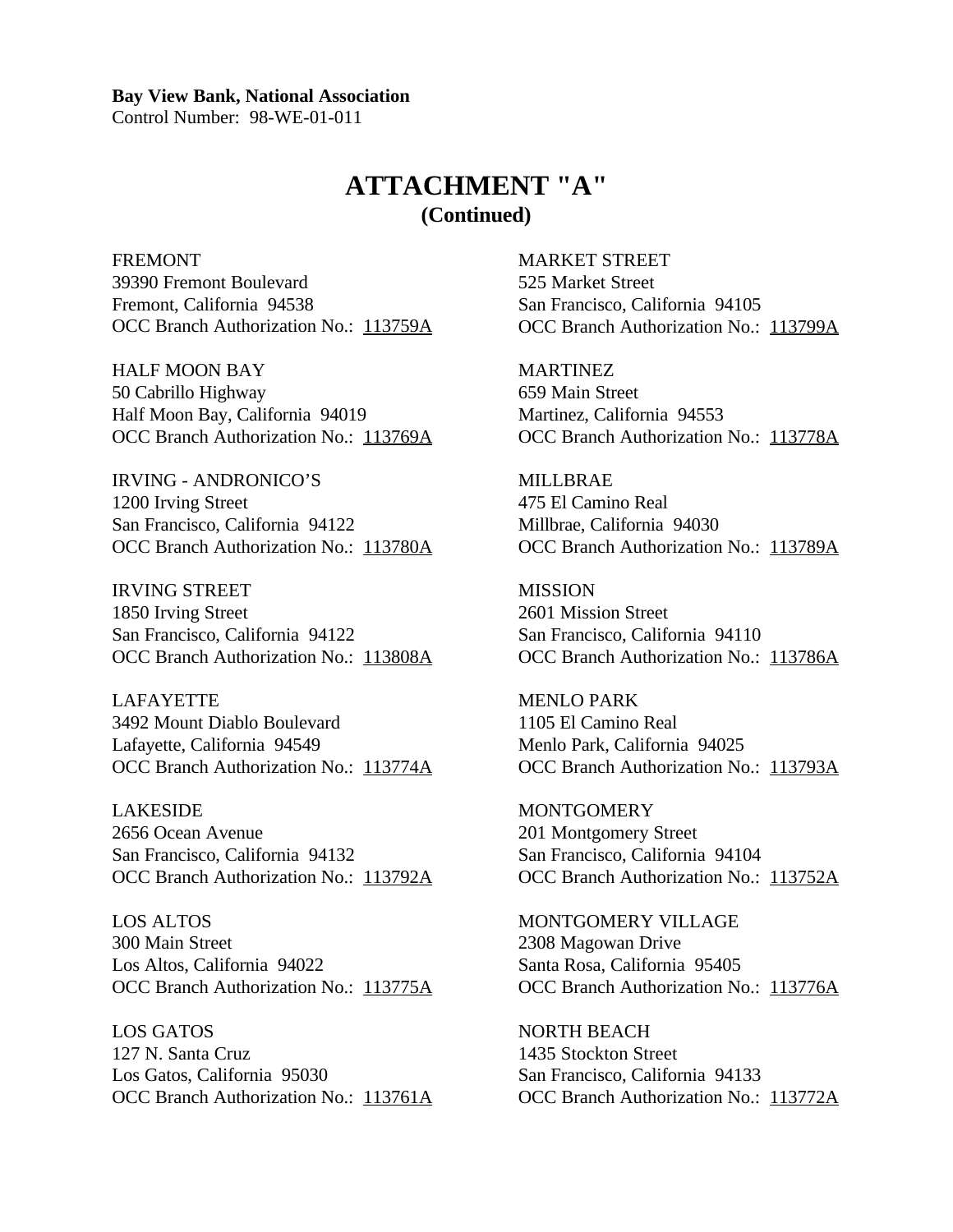**Bay View Bank, National Association**
Control Number: 98-WE-01-011

# ATTACHMENT "A"
## (Continued)

FREMONT
39390 Fremont Boulevard
Fremont, California 94538
OCC Branch Authorization No.: 113759A

HALF MOON BAY
50 Cabrillo Highway
Half Moon Bay, California 94019
OCC Branch Authorization No.: 113769A

IRVING - ANDRONICO'S
1200 Irving Street
San Francisco, California 94122
OCC Branch Authorization No.: 113780A

IRVING STREET
1850 Irving Street
San Francisco, California 94122
OCC Branch Authorization No.: 113808A

LAFAYETTE
3492 Mount Diablo Boulevard
Lafayette, California 94549
OCC Branch Authorization No.: 113774A

LAKESIDE
2656 Ocean Avenue
San Francisco, California 94132
OCC Branch Authorization No.: 113792A

LOS ALTOS
300 Main Street
Los Altos, California 94022
OCC Branch Authorization No.: 113775A

LOS GATOS
127 N. Santa Cruz
Los Gatos, California 95030
OCC Branch Authorization No.: 113761A

MARKET STREET
525 Market Street
San Francisco, California 94105
OCC Branch Authorization No.: 113799A

MARTINEZ
659 Main Street
Martinez, California 94553
OCC Branch Authorization No.: 113778A

MILLBRAE
475 El Camino Real
Millbrae, California 94030
OCC Branch Authorization No.: 113789A

MISSION
2601 Mission Street
San Francisco, California 94110
OCC Branch Authorization No.: 113786A

MENLO PARK
1105 El Camino Real
Menlo Park, California 94025
OCC Branch Authorization No.: 113793A

MONTGOMERY
201 Montgomery Street
San Francisco, California 94104
OCC Branch Authorization No.: 113752A

MONTGOMERY VILLAGE
2308 Magowan Drive
Santa Rosa, California 95405
OCC Branch Authorization No.: 113776A

NORTH BEACH
1435 Stockton Street
San Francisco, California 94133
OCC Branch Authorization No.: 113772A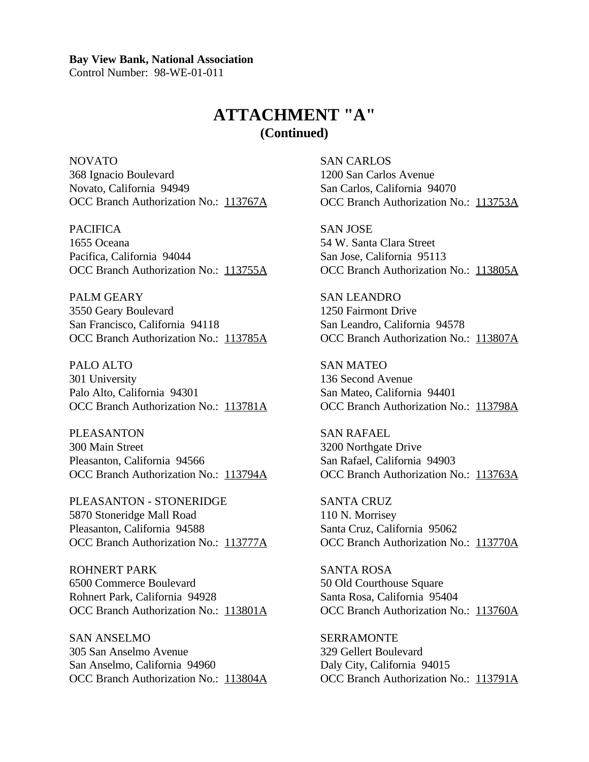**Bay View Bank, National Association**
Control Number: 98-WE-01-011

# ATTACHMENT "A"
## (Continued)

NOVATO
368 Ignacio Boulevard
Novato, California 94949
OCC Branch Authorization No.: 113767A

PACIFICA
1655 Oceana
Pacifica, California 94044
OCC Branch Authorization No.: 113755A

PALM GEARY
3550 Geary Boulevard
San Francisco, California 94118
OCC Branch Authorization No.: 113785A

PALO ALTO
301 University
Palo Alto, California 94301
OCC Branch Authorization No.: 113781A

PLEASANTON
300 Main Street
Pleasanton, California 94566
OCC Branch Authorization No.: 113794A

PLEASANTON - STONERIDGE
5870 Stoneridge Mall Road
Pleasanton, California 94588
OCC Branch Authorization No.: 113777A

ROHNERT PARK
6500 Commerce Boulevard
Rohnert Park, California 94928
OCC Branch Authorization No.: 113801A

SAN ANSELMO
305 San Anselmo Avenue
San Anselmo, California 94960
OCC Branch Authorization No.: 113804A

SAN CARLOS
1200 San Carlos Avenue
San Carlos, California 94070
OCC Branch Authorization No.: 113753A

SAN JOSE
54 W. Santa Clara Street
San Jose, California 95113
OCC Branch Authorization No.: 113805A

SAN LEANDRO
1250 Fairmont Drive
San Leandro, California 94578
OCC Branch Authorization No.: 113807A

SAN MATEO
136 Second Avenue
San Mateo, California 94401
OCC Branch Authorization No.: 113798A

SAN RAFAEL
3200 Northgate Drive
San Rafael, California 94903
OCC Branch Authorization No.: 113763A

SANTA CRUZ
110 N. Morrisey
Santa Cruz, California 95062
OCC Branch Authorization No.: 113770A

SANTA ROSA
50 Old Courthouse Square
Santa Rosa, California 95404
OCC Branch Authorization No.: 113760A

SERRAMONTE
329 Gellert Boulevard
Daly City, California 94015
OCC Branch Authorization No.: 113791A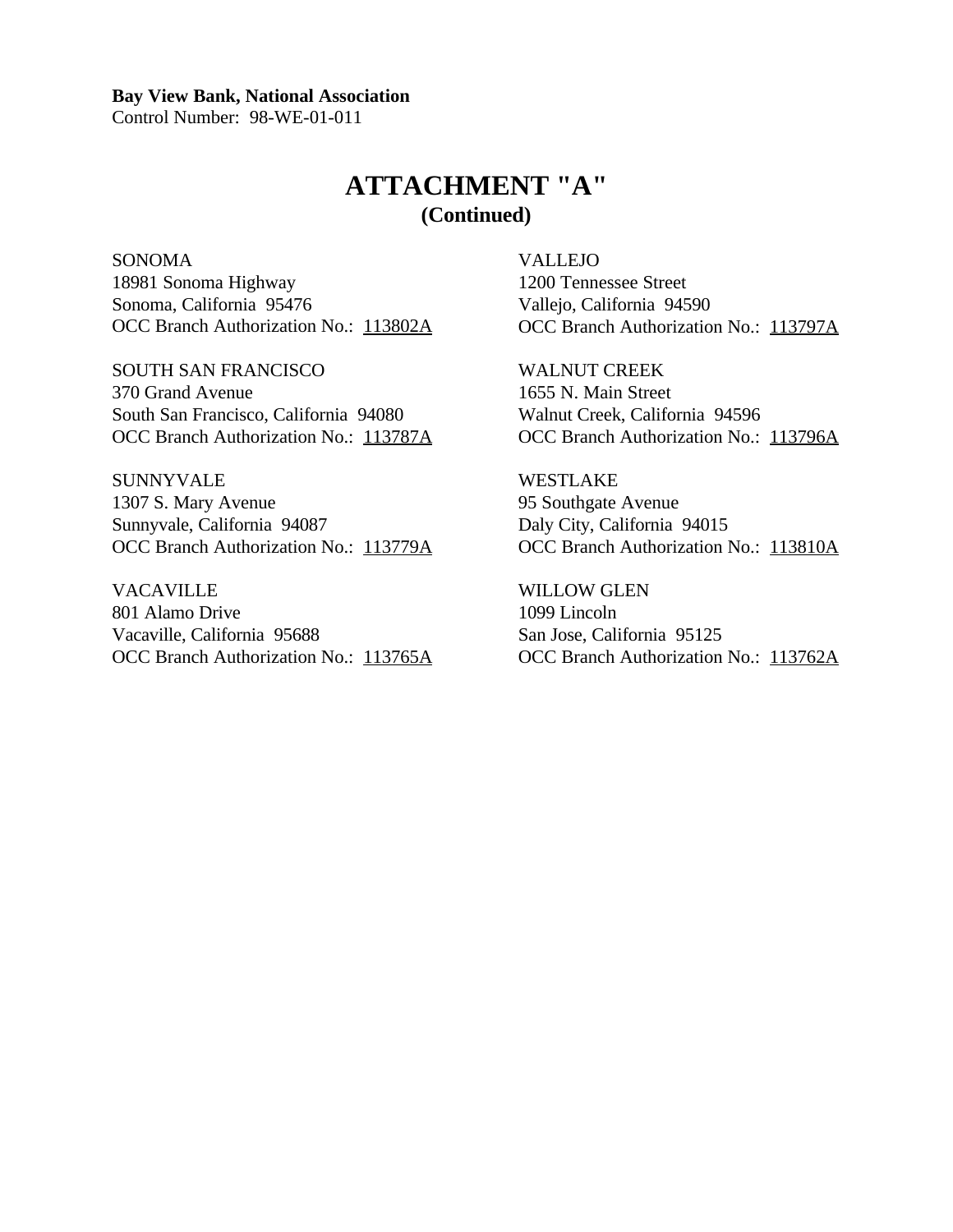**Bay View Bank, National Association**
Control Number: 98-WE-01-011

# ATTACHMENT "A"
**(Continued)**

SONOMA
18981 Sonoma Highway
Sonoma, California 95476
OCC Branch Authorization No.: 113802A

SOUTH SAN FRANCISCO
370 Grand Avenue
South San Francisco, California 94080
OCC Branch Authorization No.: 113787A

SUNNYVALE
1307 S. Mary Avenue
Sunnyvale, California 94087
OCC Branch Authorization No.: 113779A

VACAVILLE
801 Alamo Drive
Vacaville, California 95688
OCC Branch Authorization No.: 113765A

VALLEJO
1200 Tennessee Street
Vallejo, California 94590
OCC Branch Authorization No.: 113797A

WALNUT CREEK
1655 N. Main Street
Walnut Creek, California 94596
OCC Branch Authorization No.: 113796A

WESTLAKE
95 Southgate Avenue
Daly City, California 94015
OCC Branch Authorization No.: 113810A

WILLOW GLEN
1099 Lincoln
San Jose, California 95125
OCC Branch Authorization No.: 113762A